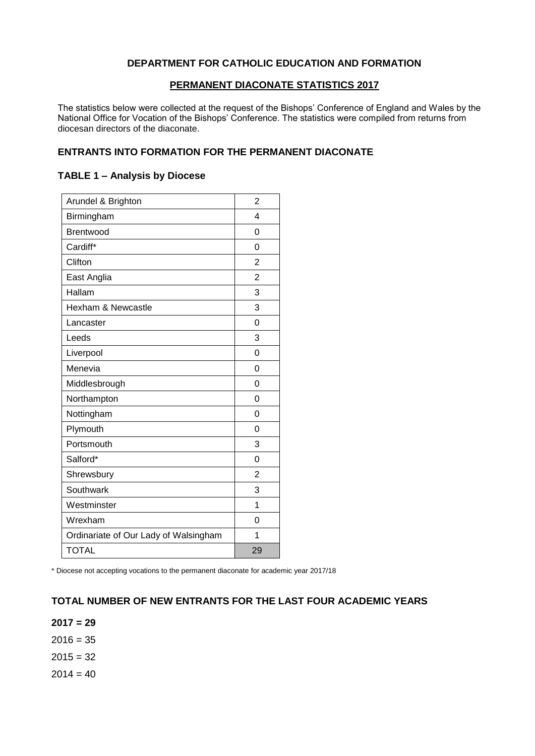# DEPARTMENT FOR CATHOLIC EDUCATION AND FORMATION

## PERMANENT DIACONATE STATISTICS 2017

The statistics below were collected at the request of the Bishops' Conference of England and Wales by the National Office for Vocation of the Bishops' Conference. The statistics were compiled from returns from diocesan directors of the diaconate.

### ENTRANTS INTO FORMATION FOR THE PERMANENT DIACONATE

#### TABLE 1 – Analysis by Diocese

| Diocese | Entrants |
|---|---|
| Arundel & Brighton | 2 |
| Birmingham | 4 |
| Brentwood | 0 |
| Cardiff* | 0 |
| Clifton | 2 |
| East Anglia | 2 |
| Hallam | 3 |
| Hexham & Newcastle | 3 |
| Lancaster | 0 |
| Leeds | 3 |
| Liverpool | 0 |
| Menevia | 0 |
| Middlesbrough | 0 |
| Northampton | 0 |
| Nottingham | 0 |
| Plymouth | 0 |
| Portsmouth | 3 |
| Salford* | 0 |
| Shrewsbury | 2 |
| Southwark | 3 |
| Westminster | 1 |
| Wrexham | 0 |
| Ordinariate of Our Lady of Walsingham | 1 |
| TOTAL | 29 |

\* Diocese not accepting vocations to the permanent diaconate for academic year 2017/18

### TOTAL NUMBER OF NEW ENTRANTS FOR THE LAST FOUR ACADEMIC YEARS

**2017 = 29**

2016 = 35

2015 = 32

2014 = 40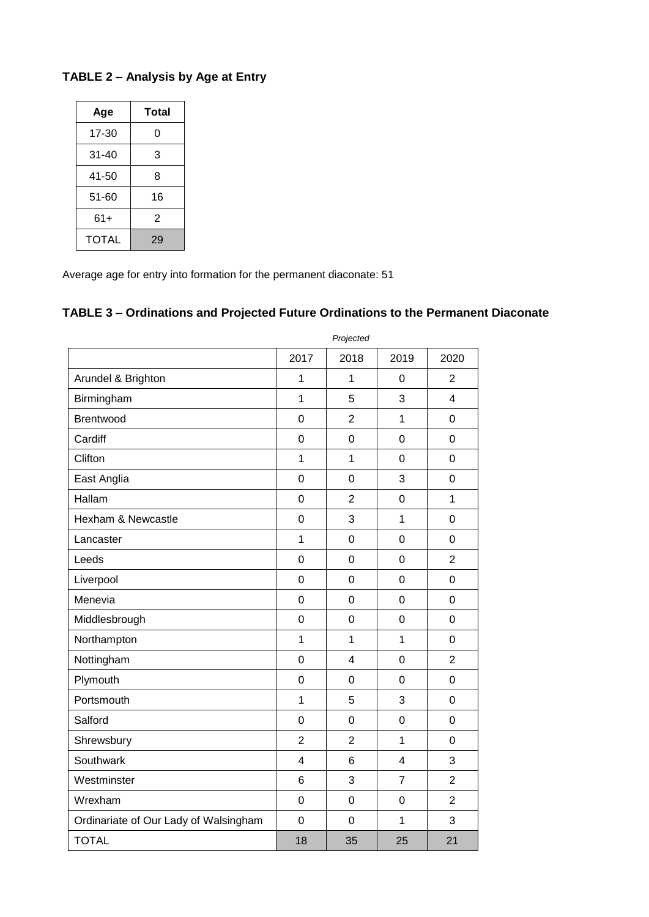### TABLE 2 – Analysis by Age at Entry

| Age | Total |
|---|---|
| 17-30 | 0 |
| 31-40 | 3 |
| 41-50 | 8 |
| 51-60 | 16 |
| 61+ | 2 |
| TOTAL | 29 |

Average age for entry into formation for the permanent diaconate: 51

### TABLE 3 – Ordinations and Projected Future Ordinations to the Permanent Diaconate

| | | *Projected* | | |
|---|---|---|---|---|
| | 2017 | 2018 | 2019 | 2020 |
| Arundel & Brighton | 1 | 1 | 0 | 2 |
| Birmingham | 1 | 5 | 3 | 4 |
| Brentwood | 0 | 2 | 1 | 0 |
| Cardiff | 0 | 0 | 0 | 0 |
| Clifton | 1 | 1 | 0 | 0 |
| East Anglia | 0 | 0 | 3 | 0 |
| Hallam | 0 | 2 | 0 | 1 |
| Hexham & Newcastle | 0 | 3 | 1 | 0 |
| Lancaster | 1 | 0 | 0 | 0 |
| Leeds | 0 | 0 | 0 | 2 |
| Liverpool | 0 | 0 | 0 | 0 |
| Menevia | 0 | 0 | 0 | 0 |
| Middlesbrough | 0 | 0 | 0 | 0 |
| Northampton | 1 | 1 | 1 | 0 |
| Nottingham | 0 | 4 | 0 | 2 |
| Plymouth | 0 | 0 | 0 | 0 |
| Portsmouth | 1 | 5 | 3 | 0 |
| Salford | 0 | 0 | 0 | 0 |
| Shrewsbury | 2 | 2 | 1 | 0 |
| Southwark | 4 | 6 | 4 | 3 |
| Westminster | 6 | 3 | 7 | 2 |
| Wrexham | 0 | 0 | 0 | 2 |
| Ordinariate of Our Lady of Walsingham | 0 | 0 | 1 | 3 |
| TOTAL | 18 | 35 | 25 | 21 |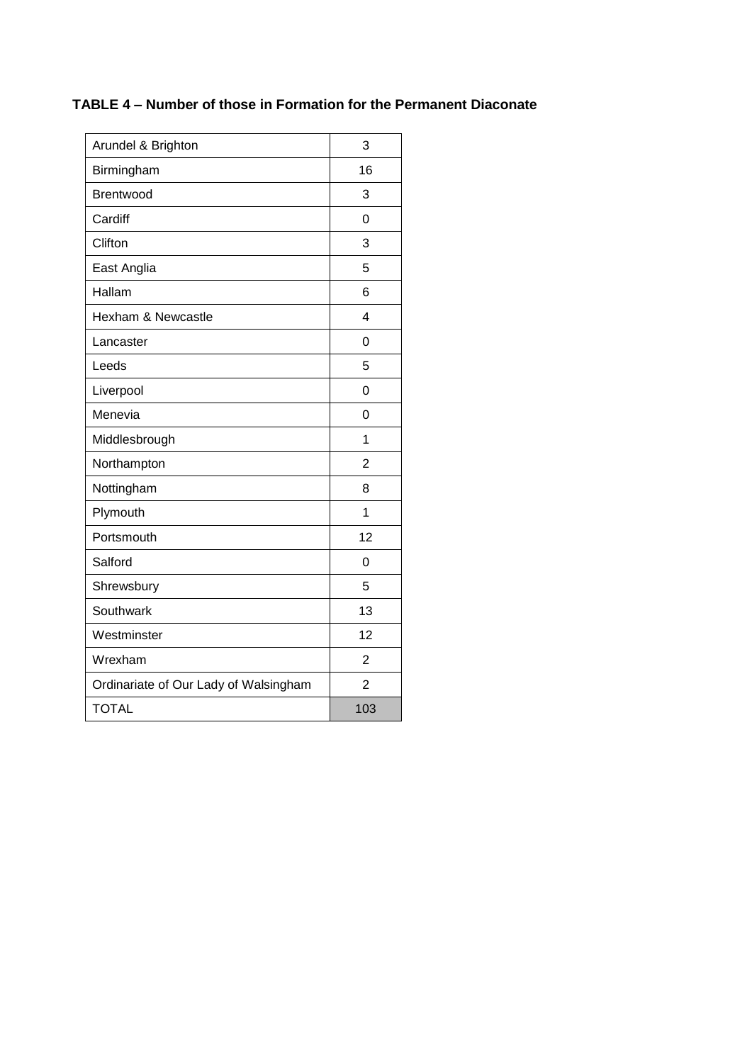**TABLE 4 – Number of those in Formation for the Permanent Diaconate**

| | |
|---|---|
| Arundel & Brighton | 3 |
| Birmingham | 16 |
| Brentwood | 3 |
| Cardiff | 0 |
| Clifton | 3 |
| East Anglia | 5 |
| Hallam | 6 |
| Hexham & Newcastle | 4 |
| Lancaster | 0 |
| Leeds | 5 |
| Liverpool | 0 |
| Menevia | 0 |
| Middlesbrough | 1 |
| Northampton | 2 |
| Nottingham | 8 |
| Plymouth | 1 |
| Portsmouth | 12 |
| Salford | 0 |
| Shrewsbury | 5 |
| Southwark | 13 |
| Westminster | 12 |
| Wrexham | 2 |
| Ordinariate of Our Lady of Walsingham | 2 |
| TOTAL | 103 |